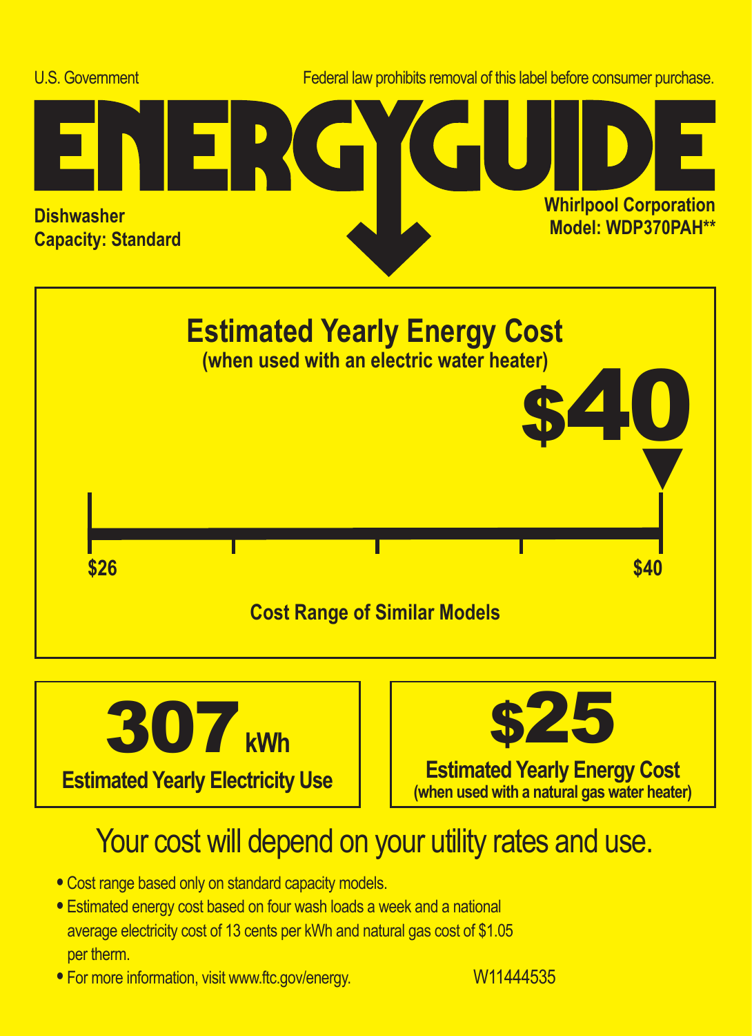U.S. Government

Federal law prohibits removal of this label before consumer purchase.

# ENERGYGUIDE

**Dishwasher**
**Capacity: Standard**

**Whirlpool Corporation**
**Model: WDP370PAH\*\***

## Estimated Yearly Energy Cost

**(when used with an electric water heater)**

# $40

**$26** — **$40**

**Cost Range of Similar Models**

**307 kWh**
**Estimated Yearly Electricity Use**

**$25**
**Estimated Yearly Energy Cost**
**(when used with a natural gas water heater)**

Your cost will depend on your utility rates and use.

- Cost range based only on standard capacity models.
- Estimated energy cost based on four wash loads a week and a national average electricity cost of 13 cents per kWh and natural gas cost of $1.05 per therm.
- For more information, visit www.ftc.gov/energy.

W11444535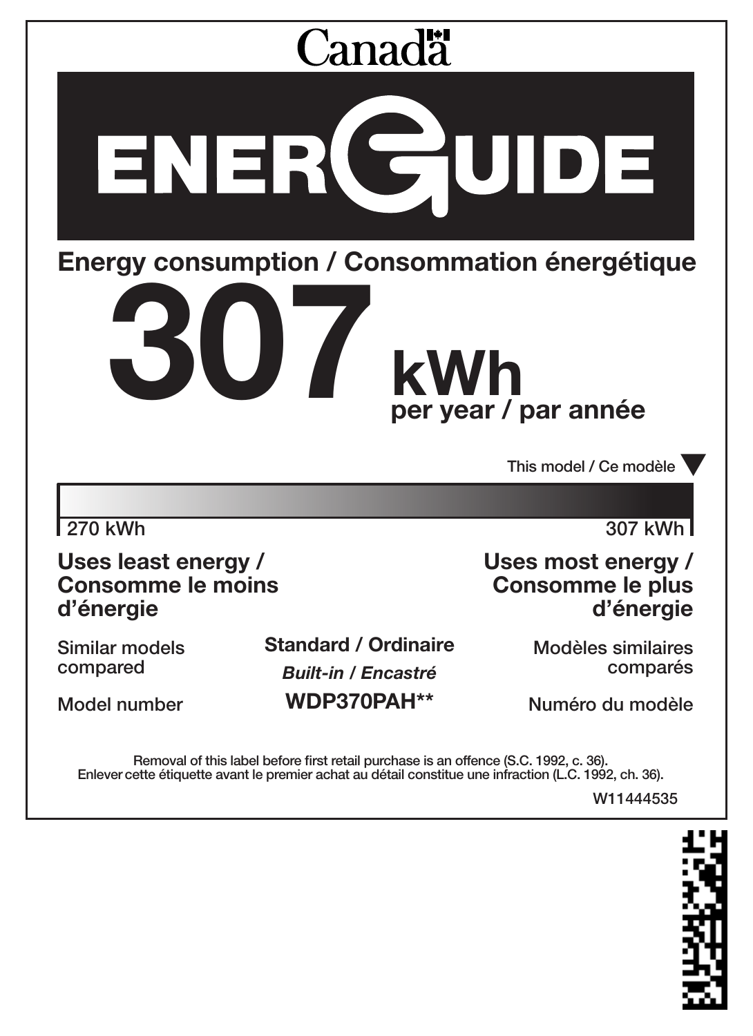Canada

# ENERGUIDE

**Energy consumption / Consommation énergétique**

# 307 kWh

**per year / par année**

This model / Ce modèle ▼

270 kWh

307 kWh

**Uses least energy / Consomme le moins d'énergie**

**Uses most energy / Consomme le plus d'énergie**

Similar models compared

**Standard / Ordinaire**

***Built-in / Encastré***

Modèles similaires comparés

Model number

**WDP370PAH****

Numéro du modèle

Removal of this label before first retail purchase is an offence (S.C. 1992, c. 36).
Enlever cette étiquette avant le premier achat au détail constitue une infraction (L.C. 1992, ch. 36).

W11444535